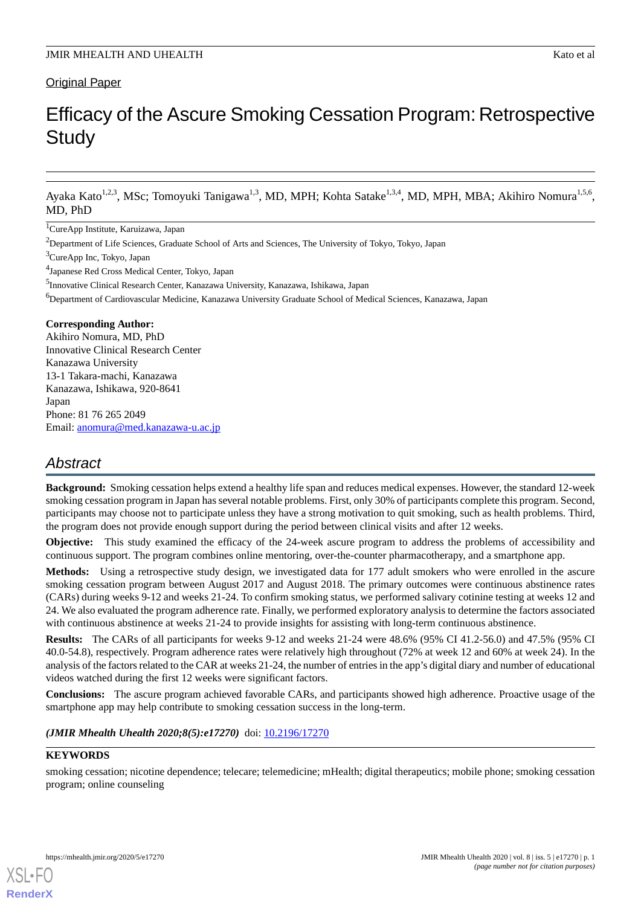Original Paper

# Efficacy of the Ascure Smoking Cessation Program: Retrospective Study

Ayaka Kato[1,2,3], MSc; Tomoyuki Tanigawa[1,3], MD, MPH; Kohta Satake[1,3,4], MD, MPH, MBA; Akihiro Nomura[1,5,6], MD, PhD

[1]CureApp Institute, Karuizawa, Japan

[2]Department of Life Sciences, Graduate School of Arts and Sciences, The University of Tokyo, Tokyo, Japan

[3]CureApp Inc, Tokyo, Japan

[4]Japanese Red Cross Medical Center, Tokyo, Japan

[5]Innovative Clinical Research Center, Kanazawa University, Kanazawa, Ishikawa, Japan

[6]Department of Cardiovascular Medicine, Kanazawa University Graduate School of Medical Sciences, Kanazawa, Japan

**Corresponding Author:**
Akihiro Nomura, MD, PhD
Innovative Clinical Research Center
Kanazawa University
13-1 Takara-machi, Kanazawa
Kanazawa, Ishikawa, 920-8641
Japan
Phone: 81 76 265 2049
Email: anomura@med.kanazawa-u.ac.jp

## Abstract

**Background:** Smoking cessation helps extend a healthy life span and reduces medical expenses. However, the standard 12-week smoking cessation program in Japan has several notable problems. First, only 30% of participants complete this program. Second, participants may choose not to participate unless they have a strong motivation to quit smoking, such as health problems. Third, the program does not provide enough support during the period between clinical visits and after 12 weeks.

**Objective:** This study examined the efficacy of the 24-week ascure program to address the problems of accessibility and continuous support. The program combines online mentoring, over-the-counter pharmacotherapy, and a smartphone app.

**Methods:** Using a retrospective study design, we investigated data for 177 adult smokers who were enrolled in the ascure smoking cessation program between August 2017 and August 2018. The primary outcomes were continuous abstinence rates (CARs) during weeks 9-12 and weeks 21-24. To confirm smoking status, we performed salivary cotinine testing at weeks 12 and 24. We also evaluated the program adherence rate. Finally, we performed exploratory analysis to determine the factors associated with continuous abstinence at weeks 21-24 to provide insights for assisting with long-term continuous abstinence.

**Results:** The CARs of all participants for weeks 9-12 and weeks 21-24 were 48.6% (95% CI 41.2-56.0) and 47.5% (95% CI 40.0-54.8), respectively. Program adherence rates were relatively high throughout (72% at week 12 and 60% at week 24). In the analysis of the factors related to the CAR at weeks 21-24, the number of entries in the app's digital diary and number of educational videos watched during the first 12 weeks were significant factors.

**Conclusions:** The ascure program achieved favorable CARs, and participants showed high adherence. Proactive usage of the smartphone app may help contribute to smoking cessation success in the long-term.

***(JMIR Mhealth Uhealth 2020;8(5):e17270)*** doi: 10.2196/17270

**KEYWORDS**

smoking cessation; nicotine dependence; telecare; telemedicine; mHealth; digital therapeutics; mobile phone; smoking cessation program; online counseling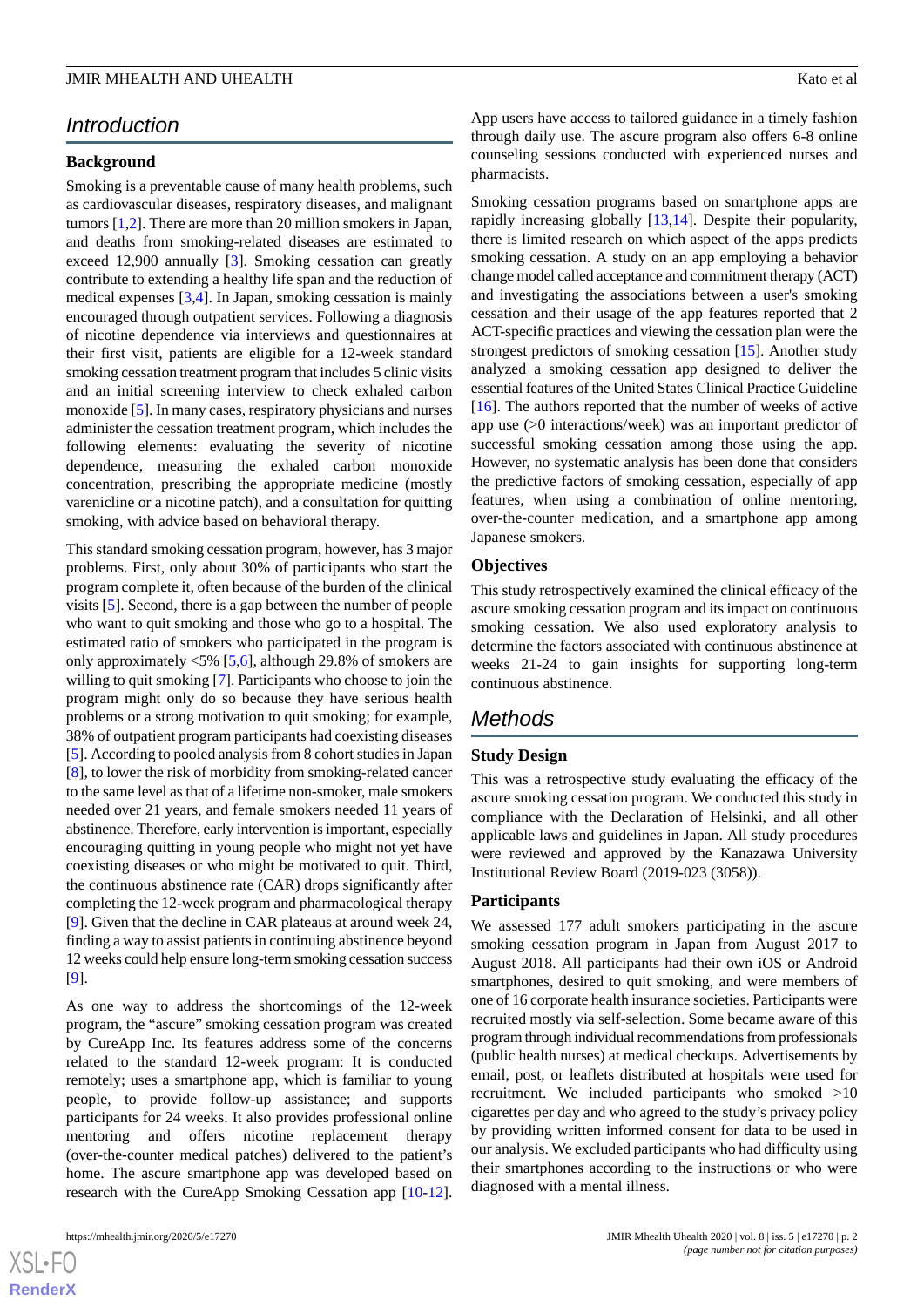## Introduction

### Background

Smoking is a preventable cause of many health problems, such as cardiovascular diseases, respiratory diseases, and malignant tumors [1,2]. There are more than 20 million smokers in Japan, and deaths from smoking-related diseases are estimated to exceed 12,900 annually [3]. Smoking cessation can greatly contribute to extending a healthy life span and the reduction of medical expenses [3,4]. In Japan, smoking cessation is mainly encouraged through outpatient services. Following a diagnosis of nicotine dependence via interviews and questionnaires at their first visit, patients are eligible for a 12-week standard smoking cessation treatment program that includes 5 clinic visits and an initial screening interview to check exhaled carbon monoxide [5]. In many cases, respiratory physicians and nurses administer the cessation treatment program, which includes the following elements: evaluating the severity of nicotine dependence, measuring the exhaled carbon monoxide concentration, prescribing the appropriate medicine (mostly varenicline or a nicotine patch), and a consultation for quitting smoking, with advice based on behavioral therapy.

This standard smoking cessation program, however, has 3 major problems. First, only about 30% of participants who start the program complete it, often because of the burden of the clinical visits [5]. Second, there is a gap between the number of people who want to quit smoking and those who go to a hospital. The estimated ratio of smokers who participated in the program is only approximately <5% [5,6], although 29.8% of smokers are willing to quit smoking [7]. Participants who choose to join the program might only do so because they have serious health problems or a strong motivation to quit smoking; for example, 38% of outpatient program participants had coexisting diseases [5]. According to pooled analysis from 8 cohort studies in Japan [8], to lower the risk of morbidity from smoking-related cancer to the same level as that of a lifetime non-smoker, male smokers needed over 21 years, and female smokers needed 11 years of abstinence. Therefore, early intervention is important, especially encouraging quitting in young people who might not yet have coexisting diseases or who might be motivated to quit. Third, the continuous abstinence rate (CAR) drops significantly after completing the 12-week program and pharmacological therapy [9]. Given that the decline in CAR plateaus at around week 24, finding a way to assist patients in continuing abstinence beyond 12 weeks could help ensure long-term smoking cessation success [9].

As one way to address the shortcomings of the 12-week program, the "ascure" smoking cessation program was created by CureApp Inc. Its features address some of the concerns related to the standard 12-week program: It is conducted remotely; uses a smartphone app, which is familiar to young people, to provide follow-up assistance; and supports participants for 24 weeks. It also provides professional online mentoring and offers nicotine replacement therapy (over-the-counter medical patches) delivered to the patient's home. The ascure smartphone app was developed based on research with the CureApp Smoking Cessation app [10-12]. App users have access to tailored guidance in a timely fashion through daily use. The ascure program also offers 6-8 online counseling sessions conducted with experienced nurses and pharmacists.

Smoking cessation programs based on smartphone apps are rapidly increasing globally [13,14]. Despite their popularity, there is limited research on which aspect of the apps predicts smoking cessation. A study on an app employing a behavior change model called acceptance and commitment therapy (ACT) and investigating the associations between a user's smoking cessation and their usage of the app features reported that 2 ACT-specific practices and viewing the cessation plan were the strongest predictors of smoking cessation [15]. Another study analyzed a smoking cessation app designed to deliver the essential features of the United States Clinical Practice Guideline [16]. The authors reported that the number of weeks of active app use (>0 interactions/week) was an important predictor of successful smoking cessation among those using the app. However, no systematic analysis has been done that considers the predictive factors of smoking cessation, especially of app features, when using a combination of online mentoring, over-the-counter medication, and a smartphone app among Japanese smokers.

### Objectives

This study retrospectively examined the clinical efficacy of the ascure smoking cessation program and its impact on continuous smoking cessation. We also used exploratory analysis to determine the factors associated with continuous abstinence at weeks 21-24 to gain insights for supporting long-term continuous abstinence.

## Methods

### Study Design

This was a retrospective study evaluating the efficacy of the ascure smoking cessation program. We conducted this study in compliance with the Declaration of Helsinki, and all other applicable laws and guidelines in Japan. All study procedures were reviewed and approved by the Kanazawa University Institutional Review Board (2019-023 (3058)).

### Participants

We assessed 177 adult smokers participating in the ascure smoking cessation program in Japan from August 2017 to August 2018. All participants had their own iOS or Android smartphones, desired to quit smoking, and were members of one of 16 corporate health insurance societies. Participants were recruited mostly via self-selection. Some became aware of this program through individual recommendations from professionals (public health nurses) at medical checkups. Advertisements by email, post, or leaflets distributed at hospitals were used for recruitment. We included participants who smoked >10 cigarettes per day and who agreed to the study's privacy policy by providing written informed consent for data to be used in our analysis. We excluded participants who had difficulty using their smartphones according to the instructions or who were diagnosed with a mental illness.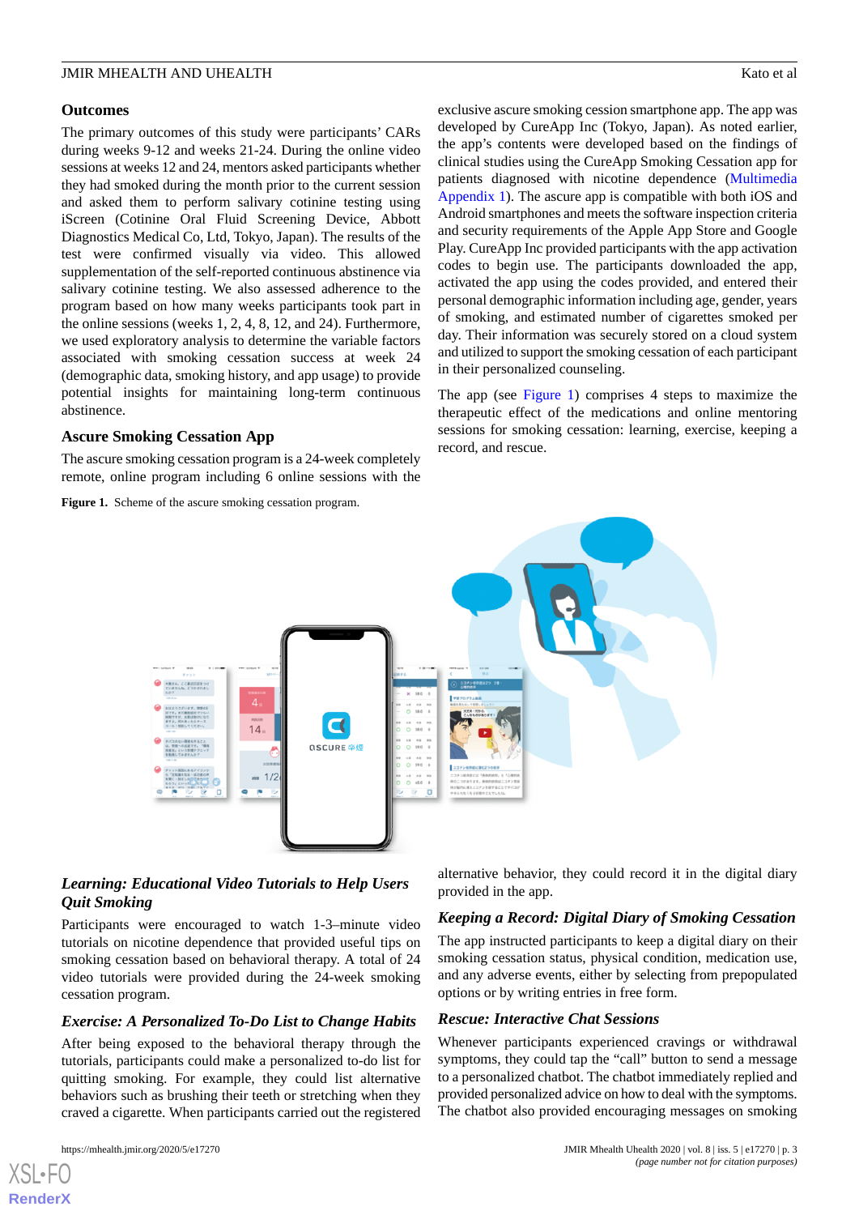### Outcomes

The primary outcomes of this study were participants' CARs during weeks 9-12 and weeks 21-24. During the online video sessions at weeks 12 and 24, mentors asked participants whether they had smoked during the month prior to the current session and asked them to perform salivary cotinine testing using iScreen (Cotinine Oral Fluid Screening Device, Abbott Diagnostics Medical Co, Ltd, Tokyo, Japan). The results of the test were confirmed visually via video. This allowed supplementation of the self-reported continuous abstinence via salivary cotinine testing. We also assessed adherence to the program based on how many weeks participants took part in the online sessions (weeks 1, 2, 4, 8, 12, and 24). Furthermore, we used exploratory analysis to determine the variable factors associated with smoking cessation success at week 24 (demographic data, smoking history, and app usage) to provide potential insights for maintaining long-term continuous abstinence.

### Ascure Smoking Cessation App

The ascure smoking cessation program is a 24-week completely remote, online program including 6 online sessions with the exclusive ascure smoking cession smartphone app. The app was developed by CureApp Inc (Tokyo, Japan). As noted earlier, the app's contents were developed based on the findings of clinical studies using the CureApp Smoking Cessation app for patients diagnosed with nicotine dependence (Multimedia Appendix 1). The ascure app is compatible with both iOS and Android smartphones and meets the software inspection criteria and security requirements of the Apple App Store and Google Play. CureApp Inc provided participants with the app activation codes to begin use. The participants downloaded the app, activated the app using the codes provided, and entered their personal demographic information including age, gender, years of smoking, and estimated number of cigarettes smoked per day. Their information was securely stored on a cloud system and utilized to support the smoking cessation of each participant in their personalized counseling.

The app (see Figure 1) comprises 4 steps to maximize the therapeutic effect of the medications and online mentoring sessions for smoking cessation: learning, exercise, keeping a record, and rescue.

**Figure 1.** Scheme of the ascure smoking cessation program.

#### *Learning: Educational Video Tutorials to Help Users Quit Smoking*

Participants were encouraged to watch 1-3–minute video tutorials on nicotine dependence that provided useful tips on smoking cessation based on behavioral therapy. A total of 24 video tutorials were provided during the 24-week smoking cessation program.

#### *Exercise: A Personalized To-Do List to Change Habits*

After being exposed to the behavioral therapy through the tutorials, participants could make a personalized to-do list for quitting smoking. For example, they could list alternative behaviors such as brushing their teeth or stretching when they craved a cigarette. When participants carried out the registered alternative behavior, they could record it in the digital diary provided in the app.

#### *Keeping a Record: Digital Diary of Smoking Cessation*

The app instructed participants to keep a digital diary on their smoking cessation status, physical condition, medication use, and any adverse events, either by selecting from prepopulated options or by writing entries in free form.

#### *Rescue: Interactive Chat Sessions*

Whenever participants experienced cravings or withdrawal symptoms, they could tap the "call" button to send a message to a personalized chatbot. The chatbot immediately replied and provided personalized advice on how to deal with the symptoms. The chatbot also provided encouraging messages on smoking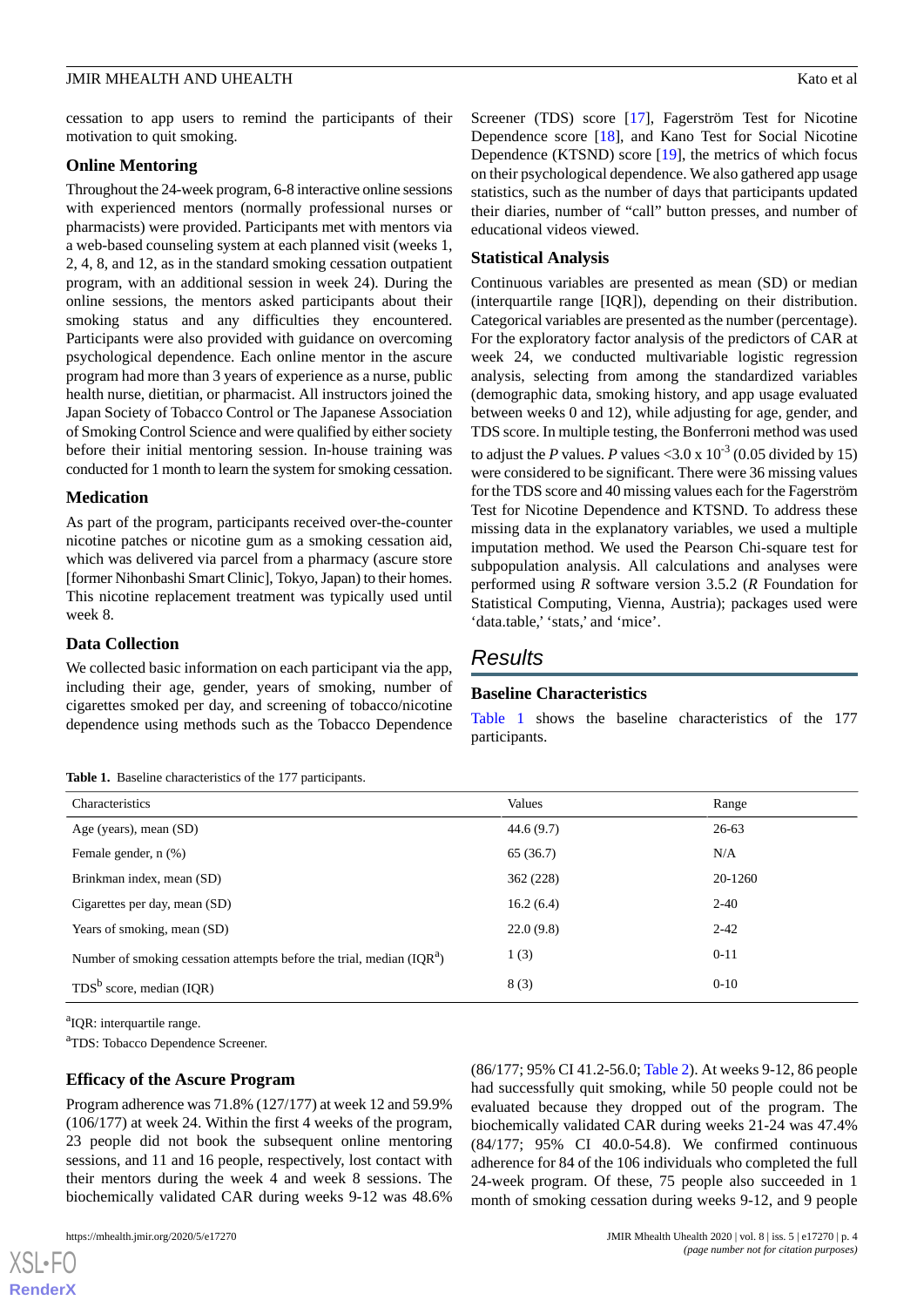cessation to app users to remind the participants of their motivation to quit smoking.

### Online Mentoring

Throughout the 24-week program, 6-8 interactive online sessions with experienced mentors (normally professional nurses or pharmacists) were provided. Participants met with mentors via a web-based counseling system at each planned visit (weeks 1, 2, 4, 8, and 12, as in the standard smoking cessation outpatient program, with an additional session in week 24). During the online sessions, the mentors asked participants about their smoking status and any difficulties they encountered. Participants were also provided with guidance on overcoming psychological dependence. Each online mentor in the ascure program had more than 3 years of experience as a nurse, public health nurse, dietitian, or pharmacist. All instructors joined the Japan Society of Tobacco Control or The Japanese Association of Smoking Control Science and were qualified by either society before their initial mentoring session. In-house training was conducted for 1 month to learn the system for smoking cessation.

### Medication

As part of the program, participants received over-the-counter nicotine patches or nicotine gum as a smoking cessation aid, which was delivered via parcel from a pharmacy (ascure store [former Nihonbashi Smart Clinic], Tokyo, Japan) to their homes. This nicotine replacement treatment was typically used until week 8.

### Data Collection

We collected basic information on each participant via the app, including their age, gender, years of smoking, number of cigarettes smoked per day, and screening of tobacco/nicotine dependence using methods such as the Tobacco Dependence Screener (TDS) score [17], Fagerström Test for Nicotine Dependence score [18], and Kano Test for Social Nicotine Dependence (KTSND) score [19], the metrics of which focus on their psychological dependence. We also gathered app usage statistics, such as the number of days that participants updated their diaries, number of "call" button presses, and number of educational videos viewed.

### Statistical Analysis

Continuous variables are presented as mean (SD) or median (interquartile range [IQR]), depending on their distribution. Categorical variables are presented as the number (percentage). For the exploratory factor analysis of the predictors of CAR at week 24, we conducted multivariable logistic regression analysis, selecting from among the standardized variables (demographic data, smoking history, and app usage evaluated between weeks 0 and 12), while adjusting for age, gender, and TDS score. In multiple testing, the Bonferroni method was used to adjust the *P* values. *P* values $<3.0 \times 10^{-3}$ (0.05 divided by 15) were considered to be significant. There were 36 missing values for the TDS score and 40 missing values each for the Fagerström Test for Nicotine Dependence and KTSND. To address these missing data in the explanatory variables, we used a multiple imputation method. We used the Pearson Chi-square test for subpopulation analysis. All calculations and analyses were performed using *R* software version 3.5.2 (*R* Foundation for Statistical Computing, Vienna, Austria); packages used were 'data.table,' 'stats,' and 'mice'.

## Results

### Baseline Characteristics

Table 1 shows the baseline characteristics of the 177 participants.

**Table 1.** Baseline characteristics of the 177 participants.

| Characteristics | Values | Range |
|---|---|---|
| Age (years), mean (SD) | 44.6 (9.7) | 26-63 |
| Female gender, n (%) | 65 (36.7) | N/A |
| Brinkman index, mean (SD) | 362 (228) | 20-1260 |
| Cigarettes per day, mean (SD) | 16.2 (6.4) | 2-40 |
| Years of smoking, mean (SD) | 22.0 (9.8) | 2-42 |
| Number of smoking cessation attempts before the trial, median (IQR[a]) | 1 (3) | 0-11 |
| TDS[b] score, median (IQR) | 8 (3) | 0-10 |

[a]IQR: interquartile range.

[a]TDS: Tobacco Dependence Screener.

### Efficacy of the Ascure Program

Program adherence was 71.8% (127/177) at week 12 and 59.9% (106/177) at week 24. Within the first 4 weeks of the program, 23 people did not book the subsequent online mentoring sessions, and 11 and 16 people, respectively, lost contact with their mentors during the week 4 and week 8 sessions. The biochemically validated CAR during weeks 9-12 was 48.6% (86/177; 95% CI 41.2-56.0; Table 2). At weeks 9-12, 86 people had successfully quit smoking, while 50 people could not be evaluated because they dropped out of the program. The biochemically validated CAR during weeks 21-24 was 47.4% (84/177; 95% CI 40.0-54.8). We confirmed continuous adherence for 84 of the 106 individuals who completed the full 24-week program. Of these, 75 people also succeeded in 1 month of smoking cessation during weeks 9-12, and 9 people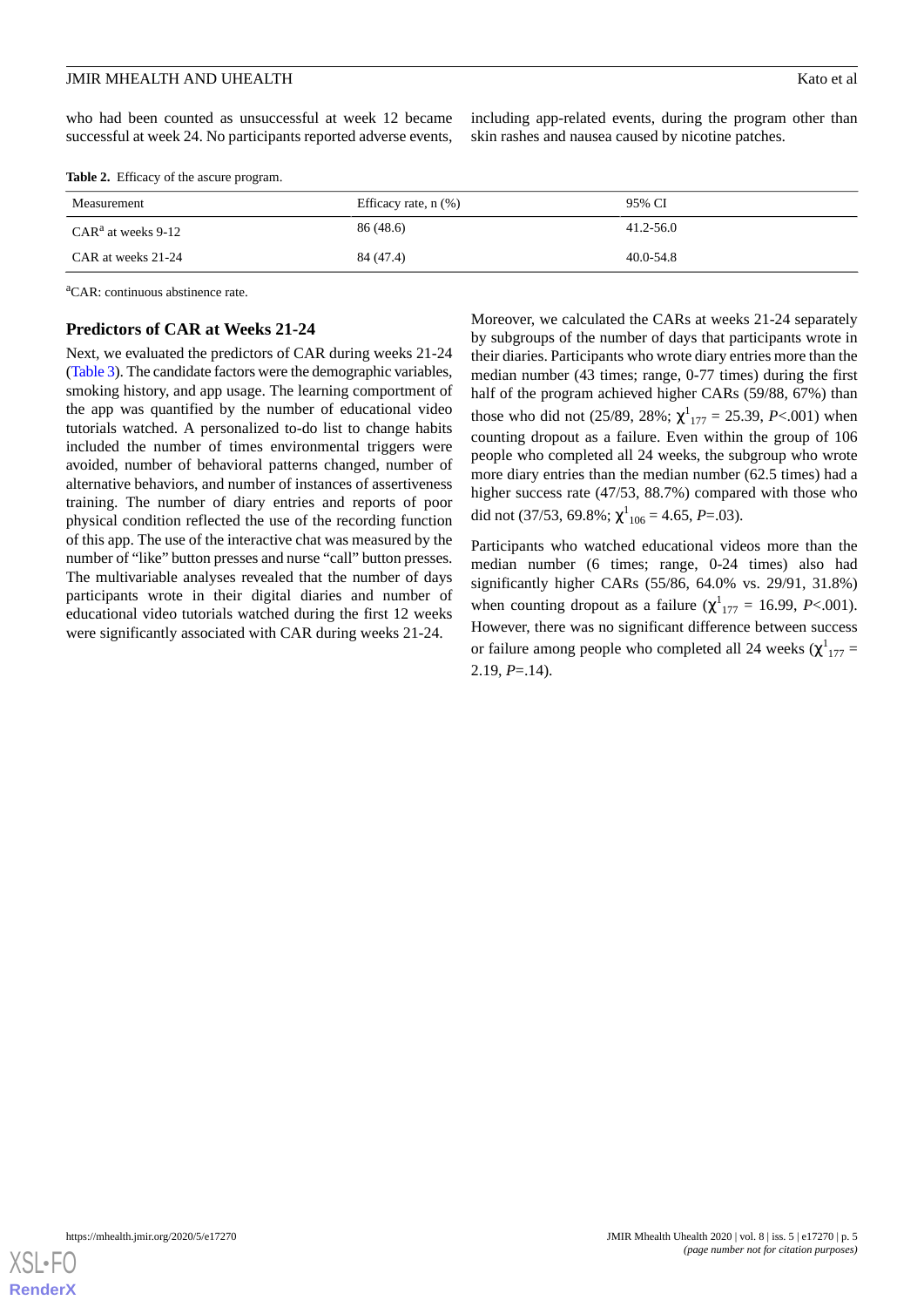who had been counted as unsuccessful at week 12 became successful at week 24. No participants reported adverse events, including app-related events, during the program other than skin rashes and nausea caused by nicotine patches.

**Table 2.** Efficacy of the ascure program.

| Measurement | Efficacy rate, n (%) | 95% CI |
| --- | --- | --- |
| CAR[a] at weeks 9-12 | 86 (48.6) | 41.2-56.0 |
| CAR at weeks 21-24 | 84 (47.4) | 40.0-54.8 |

[a]CAR: continuous abstinence rate.

### Predictors of CAR at Weeks 21-24

Next, we evaluated the predictors of CAR during weeks 21-24 (Table 3). The candidate factors were the demographic variables, smoking history, and app usage. The learning comportment of the app was quantified by the number of educational video tutorials watched. A personalized to-do list to change habits included the number of times environmental triggers were avoided, number of behavioral patterns changed, number of alternative behaviors, and number of instances of assertiveness training. The number of diary entries and reports of poor physical condition reflected the use of the recording function of this app. The use of the interactive chat was measured by the number of "like" button presses and nurse "call" button presses. The multivariable analyses revealed that the number of days participants wrote in their digital diaries and number of educational video tutorials watched during the first 12 weeks were significantly associated with CAR during weeks 21-24.

Moreover, we calculated the CARs at weeks 21-24 separately by subgroups of the number of days that participants wrote in their diaries. Participants who wrote diary entries more than the median number (43 times; range, 0-77 times) during the first half of the program achieved higher CARs (59/88, 67%) than those who did not (25/89, 28%; $\chi^1_{177}$ = 25.39, *P*<.001) when counting dropout as a failure. Even within the group of 106 people who completed all 24 weeks, the subgroup who wrote more diary entries than the median number (62.5 times) had a higher success rate (47/53, 88.7%) compared with those who did not (37/53, 69.8%; $\chi^1_{106}$ = 4.65, *P*=.03).

Participants who watched educational videos more than the median number (6 times; range, 0-24 times) also had significantly higher CARs (55/86, 64.0% vs. 29/91, 31.8%) when counting dropout as a failure ($\chi^1_{177}$ = 16.99, *P*<.001). However, there was no significant difference between success or failure among people who completed all 24 weeks ($\chi^1_{177}$ = 2.19, *P*=.14).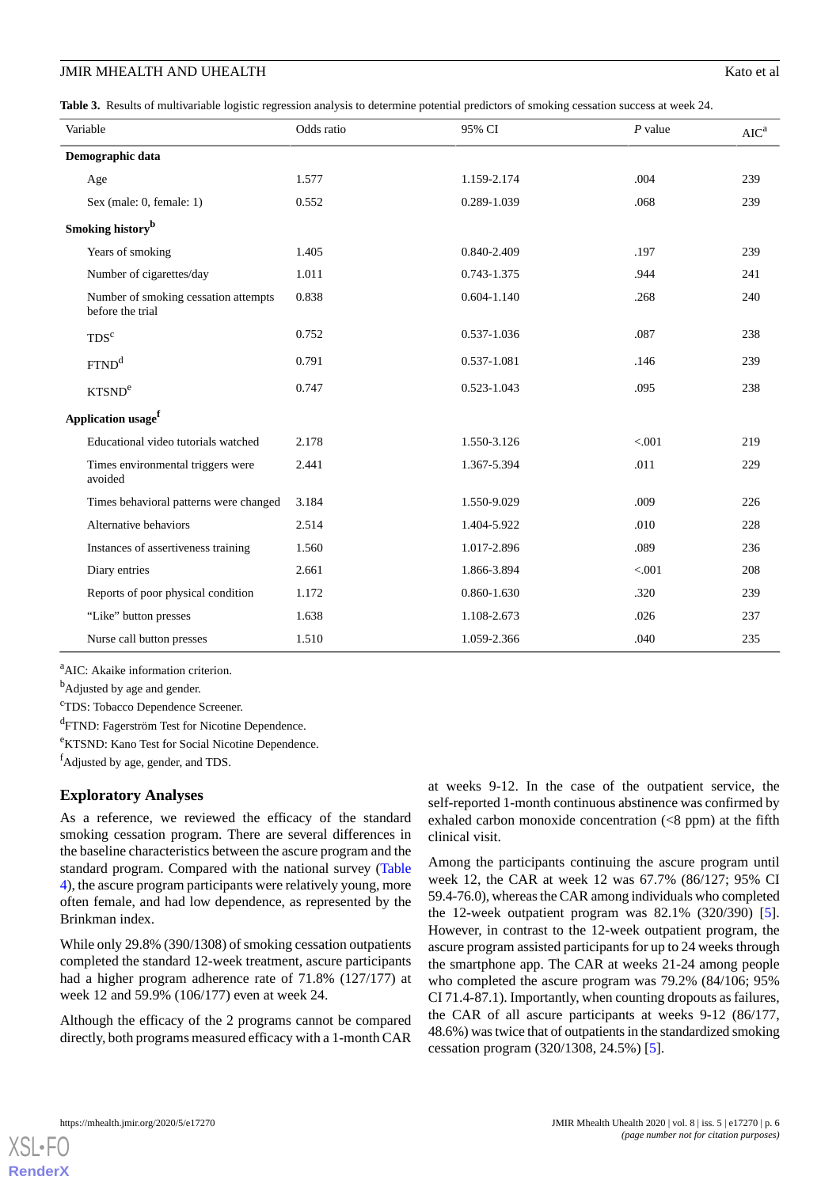**Table 3.** Results of multivariable logistic regression analysis to determine potential predictors of smoking cessation success at week 24.

| Variable | Odds ratio | 95% CI | *P* value | AIC[a] |
|---|---|---|---|---|
| **Demographic data** | | | | |
| Age | 1.577 | 1.159-2.174 | .004 | 239 |
| Sex (male: 0, female: 1) | 0.552 | 0.289-1.039 | .068 | 239 |
| **Smoking history**[b] | | | | |
| Years of smoking | 1.405 | 0.840-2.409 | .197 | 239 |
| Number of cigarettes/day | 1.011 | 0.743-1.375 | .944 | 241 |
| Number of smoking cessation attempts before the trial | 0.838 | 0.604-1.140 | .268 | 240 |
| TDS[c] | 0.752 | 0.537-1.036 | .087 | 238 |
| FTND[d] | 0.791 | 0.537-1.081 | .146 | 239 |
| KTSND[e] | 0.747 | 0.523-1.043 | .095 | 238 |
| **Application usage**[f] | | | | |
| Educational video tutorials watched | 2.178 | 1.550-3.126 | <.001 | 219 |
| Times environmental triggers were avoided | 2.441 | 1.367-5.394 | .011 | 229 |
| Times behavioral patterns were changed | 3.184 | 1.550-9.029 | .009 | 226 |
| Alternative behaviors | 2.514 | 1.404-5.922 | .010 | 228 |
| Instances of assertiveness training | 1.560 | 1.017-2.896 | .089 | 236 |
| Diary entries | 2.661 | 1.866-3.894 | <.001 | 208 |
| Reports of poor physical condition | 1.172 | 0.860-1.630 | .320 | 239 |
| "Like" button presses | 1.638 | 1.108-2.673 | .026 | 237 |
| Nurse call button presses | 1.510 | 1.059-2.366 | .040 | 235 |

[a]AIC: Akaike information criterion.

[b]Adjusted by age and gender.

[c]TDS: Tobacco Dependence Screener.

[d]FTND: Fagerström Test for Nicotine Dependence.

[e]KTSND: Kano Test for Social Nicotine Dependence.

[f]Adjusted by age, gender, and TDS.

### Exploratory Analyses

As a reference, we reviewed the efficacy of the standard smoking cessation program. There are several differences in the baseline characteristics between the ascure program and the standard program. Compared with the national survey (Table 4), the ascure program participants were relatively young, more often female, and had low dependence, as represented by the Brinkman index.

While only 29.8% (390/1308) of smoking cessation outpatients completed the standard 12-week treatment, ascure participants had a higher program adherence rate of 71.8% (127/177) at week 12 and 59.9% (106/177) even at week 24.

Although the efficacy of the 2 programs cannot be compared directly, both programs measured efficacy with a 1-month CAR at weeks 9-12. In the case of the outpatient service, the self-reported 1-month continuous abstinence was confirmed by exhaled carbon monoxide concentration (<8 ppm) at the fifth clinical visit.

Among the participants continuing the ascure program until week 12, the CAR at week 12 was 67.7% (86/127; 95% CI 59.4-76.0), whereas the CAR among individuals who completed the 12-week outpatient program was 82.1% (320/390) [5]. However, in contrast to the 12-week outpatient program, the ascure program assisted participants for up to 24 weeks through the smartphone app. The CAR at weeks 21-24 among people who completed the ascure program was 79.2% (84/106; 95% CI 71.4-87.1). Importantly, when counting dropouts as failures, the CAR of all ascure participants at weeks 9-12 (86/177, 48.6%) was twice that of outpatients in the standardized smoking cessation program (320/1308, 24.5%) [5].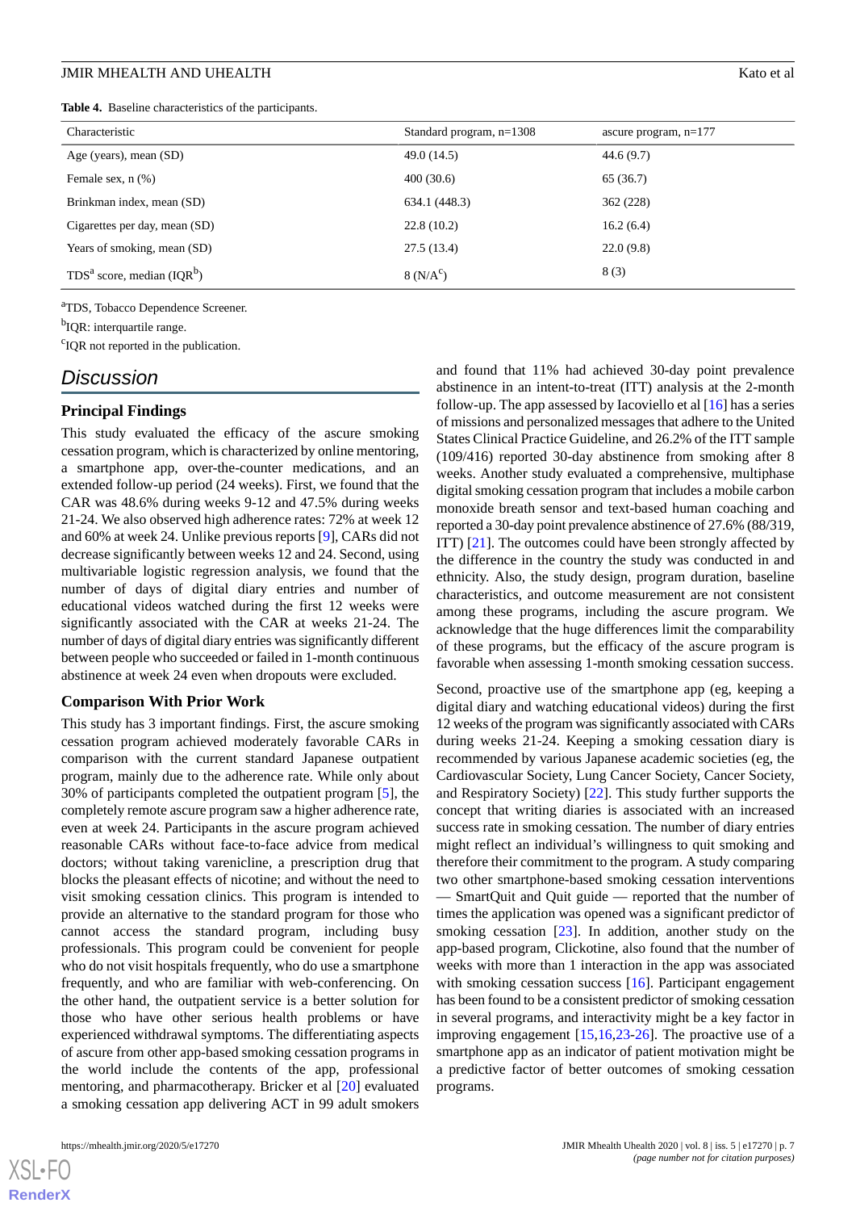**Table 4.** Baseline characteristics of the participants.

| Characteristic | Standard program, n=1308 | ascure program, n=177 |
|---|---|---|
| Age (years), mean (SD) | 49.0 (14.5) | 44.6 (9.7) |
| Female sex, n (%) | 400 (30.6) | 65 (36.7) |
| Brinkman index, mean (SD) | 634.1 (448.3) | 362 (228) |
| Cigarettes per day, mean (SD) | 22.8 (10.2) | 16.2 (6.4) |
| Years of smoking, mean (SD) | 27.5 (13.4) | 22.0 (9.8) |
| TDS[a] score, median (IQR[b]) | 8 (N/A[c]) | 8 (3) |

[a]TDS, Tobacco Dependence Screener.

[b]IQR: interquartile range.

[c]IQR not reported in the publication.

## Discussion

### Principal Findings

This study evaluated the efficacy of the ascure smoking cessation program, which is characterized by online mentoring, a smartphone app, over-the-counter medications, and an extended follow-up period (24 weeks). First, we found that the CAR was 48.6% during weeks 9-12 and 47.5% during weeks 21-24. We also observed high adherence rates: 72% at week 12 and 60% at week 24. Unlike previous reports [9], CARs did not decrease significantly between weeks 12 and 24. Second, using multivariable logistic regression analysis, we found that the number of days of digital diary entries and number of educational videos watched during the first 12 weeks were significantly associated with the CAR at weeks 21-24. The number of days of digital diary entries was significantly different between people who succeeded or failed in 1-month continuous abstinence at week 24 even when dropouts were excluded.

### Comparison With Prior Work

This study has 3 important findings. First, the ascure smoking cessation program achieved moderately favorable CARs in comparison with the current standard Japanese outpatient program, mainly due to the adherence rate. While only about 30% of participants completed the outpatient program [5], the completely remote ascure program saw a higher adherence rate, even at week 24. Participants in the ascure program achieved reasonable CARs without face-to-face advice from medical doctors; without taking varenicline, a prescription drug that blocks the pleasant effects of nicotine; and without the need to visit smoking cessation clinics. This program is intended to provide an alternative to the standard program for those who cannot access the standard program, including busy professionals. This program could be convenient for people who do not visit hospitals frequently, who do use a smartphone frequently, and who are familiar with web-conferencing. On the other hand, the outpatient service is a better solution for those who have other serious health problems or have experienced withdrawal symptoms. The differentiating aspects of ascure from other app-based smoking cessation programs in the world include the contents of the app, professional mentoring, and pharmacotherapy. Bricker et al [20] evaluated a smoking cessation app delivering ACT in 99 adult smokers and found that 11% had achieved 30-day point prevalence abstinence in an intent-to-treat (ITT) analysis at the 2-month follow-up. The app assessed by Iacoviello et al [16] has a series of missions and personalized messages that adhere to the United States Clinical Practice Guideline, and 26.2% of the ITT sample (109/416) reported 30-day abstinence from smoking after 8 weeks. Another study evaluated a comprehensive, multiphase digital smoking cessation program that includes a mobile carbon monoxide breath sensor and text-based human coaching and reported a 30-day point prevalence abstinence of 27.6% (88/319, ITT) [21]. The outcomes could have been strongly affected by the difference in the country the study was conducted in and ethnicity. Also, the study design, program duration, baseline characteristics, and outcome measurement are not consistent among these programs, including the ascure program. We acknowledge that the huge differences limit the comparability of these programs, but the efficacy of the ascure program is favorable when assessing 1-month smoking cessation success.

Second, proactive use of the smartphone app (eg, keeping a digital diary and watching educational videos) during the first 12 weeks of the program was significantly associated with CARs during weeks 21-24. Keeping a smoking cessation diary is recommended by various Japanese academic societies (eg, the Cardiovascular Society, Lung Cancer Society, Cancer Society, and Respiratory Society) [22]. This study further supports the concept that writing diaries is associated with an increased success rate in smoking cessation. The number of diary entries might reflect an individual's willingness to quit smoking and therefore their commitment to the program. A study comparing two other smartphone-based smoking cessation interventions — SmartQuit and Quit guide — reported that the number of times the application was opened was a significant predictor of smoking cessation [23]. In addition, another study on the app-based program, Clickotine, also found that the number of weeks with more than 1 interaction in the app was associated with smoking cessation success [16]. Participant engagement has been found to be a consistent predictor of smoking cessation in several programs, and interactivity might be a key factor in improving engagement [15,16,23-26]. The proactive use of a smartphone app as an indicator of patient motivation might be a predictive factor of better outcomes of smoking cessation programs.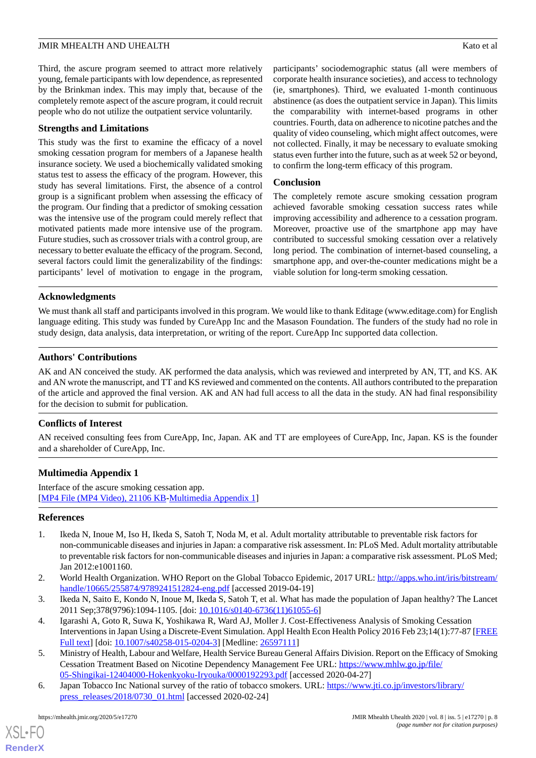Third, the ascure program seemed to attract more relatively young, female participants with low dependence, as represented by the Brinkman index. This may imply that, because of the completely remote aspect of the ascure program, it could recruit people who do not utilize the outpatient service voluntarily.

### Strengths and Limitations

This study was the first to examine the efficacy of a novel smoking cessation program for members of a Japanese health insurance society. We used a biochemically validated smoking status test to assess the efficacy of the program. However, this study has several limitations. First, the absence of a control group is a significant problem when assessing the efficacy of the program. Our finding that a predictor of smoking cessation was the intensive use of the program could merely reflect that motivated patients made more intensive use of the program. Future studies, such as crossover trials with a control group, are necessary to better evaluate the efficacy of the program. Second, several factors could limit the generalizability of the findings: participants' level of motivation to engage in the program, participants' sociodemographic status (all were members of corporate health insurance societies), and access to technology (ie, smartphones). Third, we evaluated 1-month continuous abstinence (as does the outpatient service in Japan). This limits the comparability with internet-based programs in other countries. Fourth, data on adherence to nicotine patches and the quality of video counseling, which might affect outcomes, were not collected. Finally, it may be necessary to evaluate smoking status even further into the future, such as at week 52 or beyond, to confirm the long-term efficacy of this program.

### Conclusion

The completely remote ascure smoking cessation program achieved favorable smoking cessation success rates while improving accessibility and adherence to a cessation program. Moreover, proactive use of the smartphone app may have contributed to successful smoking cessation over a relatively long period. The combination of internet-based counseling, a smartphone app, and over-the-counter medications might be a viable solution for long-term smoking cessation.

## Acknowledgments

We must thank all staff and participants involved in this program. We would like to thank Editage (www.editage.com) for English language editing. This study was funded by CureApp Inc and the Masason Foundation. The funders of the study had no role in study design, data analysis, data interpretation, or writing of the report. CureApp Inc supported data collection.

## Authors' Contributions

AK and AN conceived the study. AK performed the data analysis, which was reviewed and interpreted by AN, TT, and KS. AK and AN wrote the manuscript, and TT and KS reviewed and commented on the contents. All authors contributed to the preparation of the article and approved the final version. AK and AN had full access to all the data in the study. AN had final responsibility for the decision to submit for publication.

## Conflicts of Interest

AN received consulting fees from CureApp, Inc, Japan. AK and TT are employees of CureApp, Inc, Japan. KS is the founder and a shareholder of CureApp, Inc.

## Multimedia Appendix 1

Interface of the ascure smoking cessation app.
[MP4 File (MP4 Video), 21106 KB-Multimedia Appendix 1]

## References

1. Ikeda N, Inoue M, Iso H, Ikeda S, Satoh T, Noda M, et al. Adult mortality attributable to preventable risk factors for non-communicable diseases and injuries in Japan: a comparative risk assessment. In: PLoS Med. Adult mortality attributable to preventable risk factors for non-communicable diseases and injuries in Japan: a comparative risk assessment. PLoS Med; Jan 2012:e1001160.
2. World Health Organization. WHO Report on the Global Tobacco Epidemic, 2017 URL: http://apps.who.int/iris/bitstream/handle/10665/255874/9789241512824-eng.pdf [accessed 2019-04-19]
3. Ikeda N, Saito E, Kondo N, Inoue M, Ikeda S, Satoh T, et al. What has made the population of Japan healthy? The Lancet 2011 Sep;378(9796):1094-1105. [doi: 10.1016/s0140-6736(11)61055-6]
4. Igarashi A, Goto R, Suwa K, Yoshikawa R, Ward AJ, Moller J. Cost-Effectiveness Analysis of Smoking Cessation Interventions in Japan Using a Discrete-Event Simulation. Appl Health Econ Health Policy 2016 Feb 23;14(1):77-87 [FREE Full text] [doi: 10.1007/s40258-015-0204-3] [Medline: 26597111]
5. Ministry of Health, Labour and Welfare, Health Service Bureau General Affairs Division. Report on the Efficacy of Smoking Cessation Treatment Based on Nicotine Dependency Management Fee URL: https://www.mhlw.go.jp/file/05-Shingikai-12404000-Hokenkyoku-Iryouka/0000192293.pdf [accessed 2020-04-27]
6. Japan Tobacco Inc National survey of the ratio of tobacco smokers. URL: https://www.jti.co.jp/investors/library/press_releases/2018/0730_01.html [accessed 2020-02-24]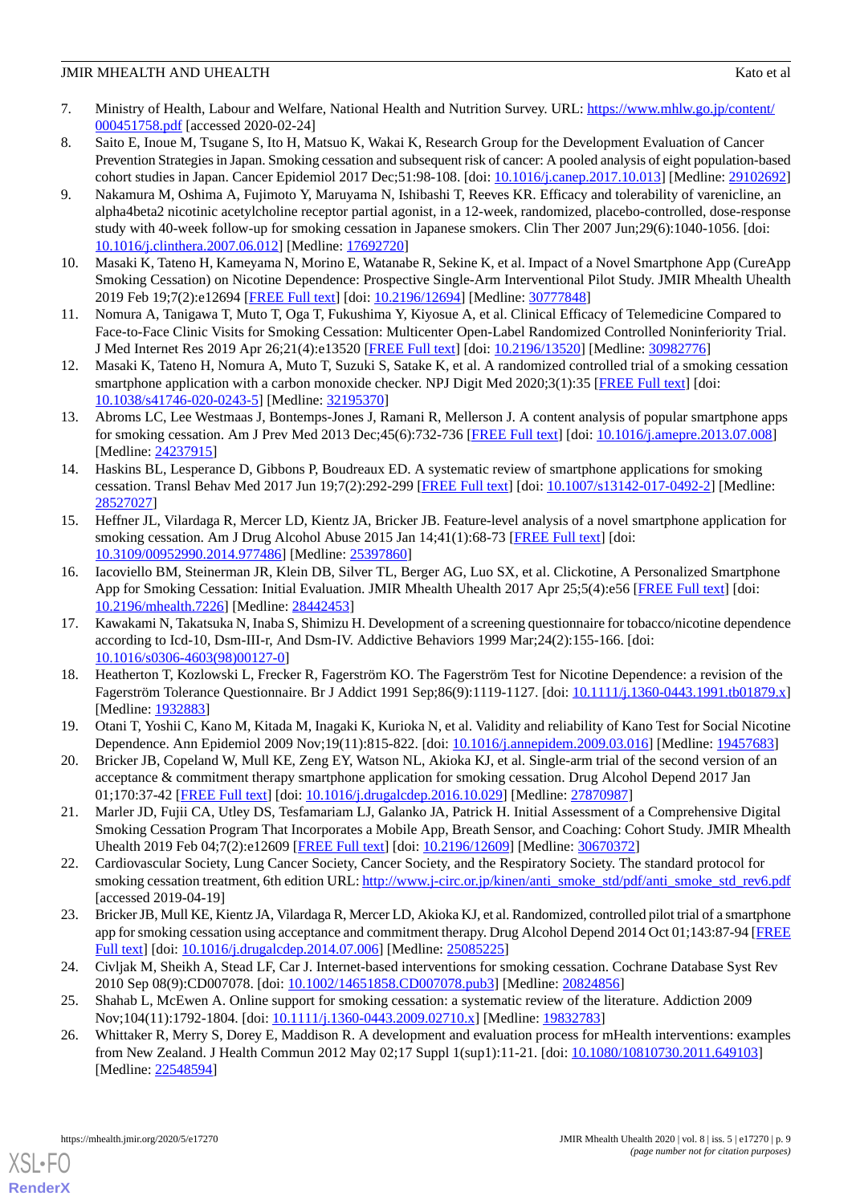7. Ministry of Health, Labour and Welfare, National Health and Nutrition Survey. URL: https://www.mhlw.go.jp/content/000451758.pdf [accessed 2020-02-24]
8. Saito E, Inoue M, Tsugane S, Ito H, Matsuo K, Wakai K, Research Group for the Development Evaluation of Cancer Prevention Strategies in Japan. Smoking cessation and subsequent risk of cancer: A pooled analysis of eight population-based cohort studies in Japan. Cancer Epidemiol 2017 Dec;51:98-108. [doi: 10.1016/j.canep.2017.10.013] [Medline: 29102692]
9. Nakamura M, Oshima A, Fujimoto Y, Maruyama N, Ishibashi T, Reeves KR. Efficacy and tolerability of varenicline, an alpha4beta2 nicotinic acetylcholine receptor partial agonist, in a 12-week, randomized, placebo-controlled, dose-response study with 40-week follow-up for smoking cessation in Japanese smokers. Clin Ther 2007 Jun;29(6):1040-1056. [doi: 10.1016/j.clinthera.2007.06.012] [Medline: 17692720]
10. Masaki K, Tateno H, Kameyama N, Morino E, Watanabe R, Sekine K, et al. Impact of a Novel Smartphone App (CureApp Smoking Cessation) on Nicotine Dependence: Prospective Single-Arm Interventional Pilot Study. JMIR Mhealth Uhealth 2019 Feb 19;7(2):e12694 [FREE Full text] [doi: 10.2196/12694] [Medline: 30777848]
11. Nomura A, Tanigawa T, Muto T, Oga T, Fukushima Y, Kiyosue A, et al. Clinical Efficacy of Telemedicine Compared to Face-to-Face Clinic Visits for Smoking Cessation: Multicenter Open-Label Randomized Controlled Noninferiority Trial. J Med Internet Res 2019 Apr 26;21(4):e13520 [FREE Full text] [doi: 10.2196/13520] [Medline: 30982776]
12. Masaki K, Tateno H, Nomura A, Muto T, Suzuki S, Satake K, et al. A randomized controlled trial of a smoking cessation smartphone application with a carbon monoxide checker. NPJ Digit Med 2020;3(1):35 [FREE Full text] [doi: 10.1038/s41746-020-0243-5] [Medline: 32195370]
13. Abroms LC, Lee Westmaas J, Bontemps-Jones J, Ramani R, Mellerson J. A content analysis of popular smartphone apps for smoking cessation. Am J Prev Med 2013 Dec;45(6):732-736 [FREE Full text] [doi: 10.1016/j.amepre.2013.07.008] [Medline: 24237915]
14. Haskins BL, Lesperance D, Gibbons P, Boudreaux ED. A systematic review of smartphone applications for smoking cessation. Transl Behav Med 2017 Jun 19;7(2):292-299 [FREE Full text] [doi: 10.1007/s13142-017-0492-2] [Medline: 28527027]
15. Heffner JL, Vilardaga R, Mercer LD, Kientz JA, Bricker JB. Feature-level analysis of a novel smartphone application for smoking cessation. Am J Drug Alcohol Abuse 2015 Jan 14;41(1):68-73 [FREE Full text] [doi: 10.3109/00952990.2014.977486] [Medline: 25397860]
16. Iacoviello BM, Steinerman JR, Klein DB, Silver TL, Berger AG, Luo SX, et al. Clickotine, A Personalized Smartphone App for Smoking Cessation: Initial Evaluation. JMIR Mhealth Uhealth 2017 Apr 25;5(4):e56 [FREE Full text] [doi: 10.2196/mhealth.7226] [Medline: 28442453]
17. Kawakami N, Takatsuka N, Inaba S, Shimizu H. Development of a screening questionnaire for tobacco/nicotine dependence according to Icd-10, Dsm-III-r, And Dsm-IV. Addictive Behaviors 1999 Mar;24(2):155-166. [doi: 10.1016/s0306-4603(98)00127-0]
18. Heatherton T, Kozlowski L, Frecker R, Fagerström KO. The Fagerström Test for Nicotine Dependence: a revision of the Fagerström Tolerance Questionnaire. Br J Addict 1991 Sep;86(9):1119-1127. [doi: 10.1111/j.1360-0443.1991.tb01879.x] [Medline: 1932883]
19. Otani T, Yoshii C, Kano M, Kitada M, Inagaki K, Kurioka N, et al. Validity and reliability of Kano Test for Social Nicotine Dependence. Ann Epidemiol 2009 Nov;19(11):815-822. [doi: 10.1016/j.annepidem.2009.03.016] [Medline: 19457683]
20. Bricker JB, Copeland W, Mull KE, Zeng EY, Watson NL, Akioka KJ, et al. Single-arm trial of the second version of an acceptance & commitment therapy smartphone application for smoking cessation. Drug Alcohol Depend 2017 Jan 01;170:37-42 [FREE Full text] [doi: 10.1016/j.drugalcdep.2016.10.029] [Medline: 27870987]
21. Marler JD, Fujii CA, Utley DS, Tesfamariam LJ, Galanko JA, Patrick H. Initial Assessment of a Comprehensive Digital Smoking Cessation Program That Incorporates a Mobile App, Breath Sensor, and Coaching: Cohort Study. JMIR Mhealth Uhealth 2019 Feb 04;7(2):e12609 [FREE Full text] [doi: 10.2196/12609] [Medline: 30670372]
22. Cardiovascular Society, Lung Cancer Society, Cancer Society, and the Respiratory Society. The standard protocol for smoking cessation treatment, 6th edition URL: http://www.j-circ.or.jp/kinen/anti_smoke_std/pdf/anti_smoke_std_rev6.pdf [accessed 2019-04-19]
23. Bricker JB, Mull KE, Kientz JA, Vilardaga R, Mercer LD, Akioka KJ, et al. Randomized, controlled pilot trial of a smartphone app for smoking cessation using acceptance and commitment therapy. Drug Alcohol Depend 2014 Oct 01;143:87-94 [FREE Full text] [doi: 10.1016/j.drugalcdep.2014.07.006] [Medline: 25085225]
24. Civljak M, Sheikh A, Stead LF, Car J. Internet-based interventions for smoking cessation. Cochrane Database Syst Rev 2010 Sep 08(9):CD007078. [doi: 10.1002/14651858.CD007078.pub3] [Medline: 20824856]
25. Shahab L, McEwen A. Online support for smoking cessation: a systematic review of the literature. Addiction 2009 Nov;104(11):1792-1804. [doi: 10.1111/j.1360-0443.2009.02710.x] [Medline: 19832783]
26. Whittaker R, Merry S, Dorey E, Maddison R. A development and evaluation process for mHealth interventions: examples from New Zealand. J Health Commun 2012 May 02;17 Suppl 1(sup1):11-21. [doi: 10.1080/10810730.2011.649103] [Medline: 22548594]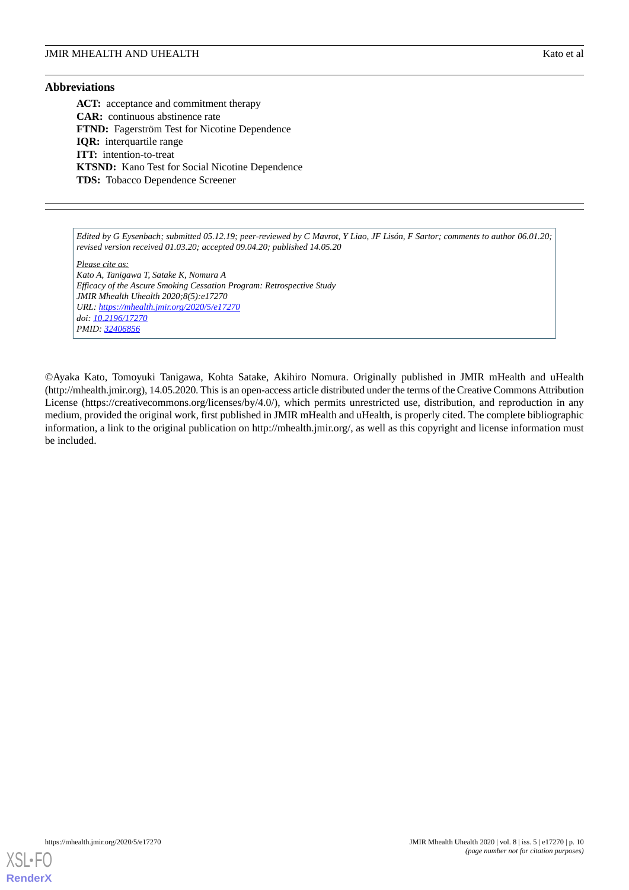## Abbreviations

**ACT:** acceptance and commitment therapy
**CAR:** continuous abstinence rate
**FTND:** Fagerström Test for Nicotine Dependence
**IQR:** interquartile range
**ITT:** intention-to-treat
**KTSND:** Kano Test for Social Nicotine Dependence
**TDS:** Tobacco Dependence Screener

---

*Edited by G Eysenbach; submitted 05.12.19; peer-reviewed by C Mavrot, Y Liao, JF Lisón, F Sartor; comments to author 06.01.20; revised version received 01.03.20; accepted 09.04.20; published 14.05.20*

*Please cite as:*
*Kato A, Tanigawa T, Satake K, Nomura A*
*Efficacy of the Ascure Smoking Cessation Program: Retrospective Study*
*JMIR Mhealth Uhealth 2020;8(5):e17270*
*URL: https://mhealth.jmir.org/2020/5/e17270*
*doi: 10.2196/17270*
*PMID: 32406856*

©Ayaka Kato, Tomoyuki Tanigawa, Kohta Satake, Akihiro Nomura. Originally published in JMIR mHealth and uHealth (http://mhealth.jmir.org), 14.05.2020. This is an open-access article distributed under the terms of the Creative Commons Attribution License (https://creativecommons.org/licenses/by/4.0/), which permits unrestricted use, distribution, and reproduction in any medium, provided the original work, first published in JMIR mHealth and uHealth, is properly cited. The complete bibliographic information, a link to the original publication on http://mhealth.jmir.org/, as well as this copyright and license information must be included.